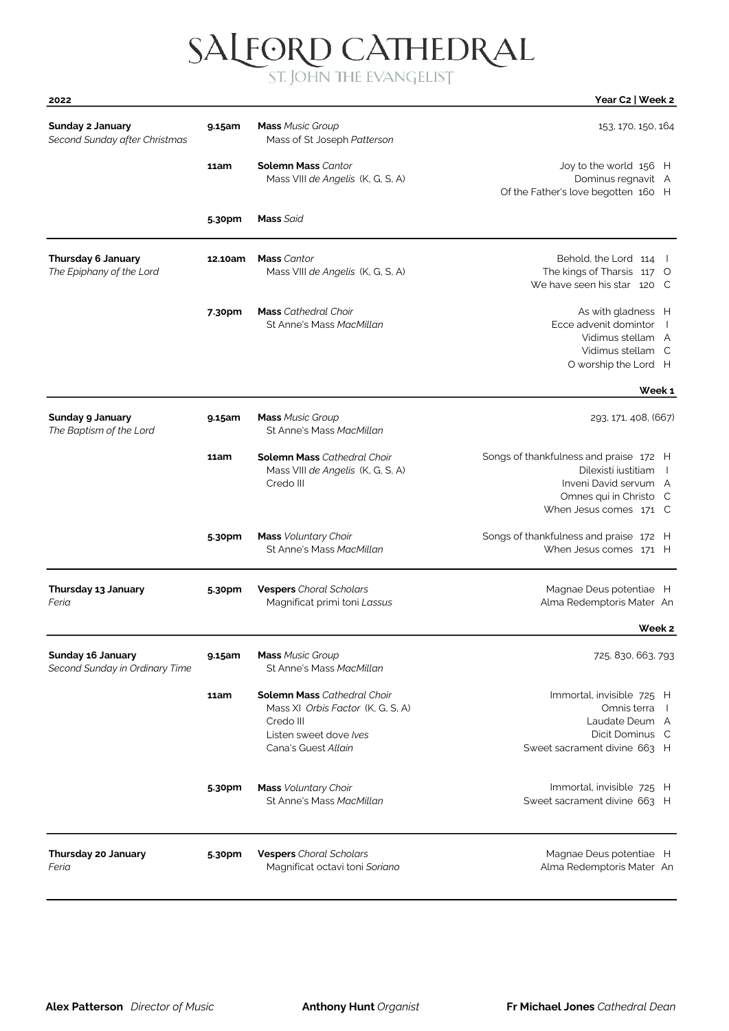# SALFORD CATHEDRAL

## ST. JOHN THE EVANGELIST

**2022** — **Year C2 | Week 2**

| Date | Time | Service | Music |
|---|---|---|---|
| **Sunday 2 January**<br>*Second Sunday after Christmas* | **9.15am** | **Mass** *Music Group*<br>Mass of St Joseph *Patterson* | 153, 170, 150, 164 |
| | **11am** | **Solemn Mass** *Cantor*<br>Mass VIII *de Angelis* (K, G, S, A) | Joy to the world 156 H<br>Dominus regnavit A<br>Of the Father's love begotten 160 H |
| | **5.30pm** | **Mass** *Said* | |
| **Thursday 6 January**<br>*The Epiphany of the Lord* | **12.10am** | **Mass** *Cantor*<br>Mass VIII *de Angelis* (K, G, S, A) | Behold, the Lord 114 I<br>The kings of Tharsis 117 O<br>We have seen his star 120 C |
| | **7.30pm** | **Mass** *Cathedral Choir*<br>St Anne's Mass *MacMillan* | As with gladness H<br>Ecce advenit domintor I<br>Vidimus stellam A<br>Vidimus stellam C<br>O worship the Lord H |

**Week 1**

| Date | Time | Service | Music |
|---|---|---|---|
| **Sunday 9 January**<br>*The Baptism of the Lord* | **9.15am** | **Mass** *Music Group*<br>St Anne's Mass *MacMillan* | 293, 171, 408, (667) |
| | **11am** | **Solemn Mass** *Cathedral Choir*<br>Mass VIII *de Angelis* (K, G, S, A)<br>Credo III | Songs of thankfulness and praise 172 H<br>Dilexisti iustitiam I<br>Inveni David servum A<br>Omnes qui in Christo C<br>When Jesus comes 171 C |
| | **5.30pm** | **Mass** *Voluntary Choir*<br>St Anne's Mass *MacMillan* | Songs of thankfulness and praise 172 H<br>When Jesus comes 171 H |
| **Thursday 13 January**<br>*Feria* | **5.30pm** | **Vespers** *Choral Scholars*<br>Magnificat primi toni *Lassus* | Magnae Deus potentiae H<br>Alma Redemptoris Mater An |

**Week 2**

| Date | Time | Service | Music |
|---|---|---|---|
| **Sunday 16 January**<br>*Second Sunday in Ordinary Time* | **9.15am** | **Mass** *Music Group*<br>St Anne's Mass *MacMillan* | 725, 830, 663, 793 |
| | **11am** | **Solemn Mass** *Cathedral Choir*<br>Mass XI *Orbis Factor* (K, G, S, A)<br>Credo III<br>Listen sweet dove *Ives*<br>Cana's Guest *Allain* | Immortal, invisible 725 H<br>Omnis terra I<br>Laudate Deum A<br>Dicit Dominus C<br>Sweet sacrament divine 663 H |
| | **5.30pm** | **Mass** *Voluntary Choir*<br>St Anne's Mass *MacMillan* | Immortal, invisible 725 H<br>Sweet sacrament divine 663 H |
| **Thursday 20 January**<br>*Feria* | **5.30pm** | **Vespers** *Choral Scholars*<br>Magnificat octavi toni *Soriano* | Magnae Deus potentiae H<br>Alma Redemptoris Mater An |

**Alex Patterson** *Director of Music* — **Anthony Hunt** *Organist* — **Fr Michael Jones** *Cathedral Dean*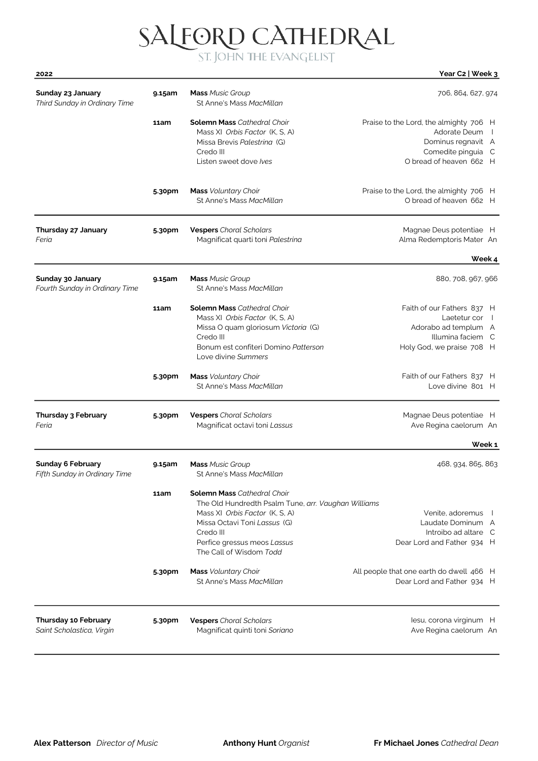# SALFORD CATHEDRAL

## ST. JOHN THE EVANGELIST

**2022** — **Year C2 | Week 3**

| Date | Time | Service | Music |
|---|---|---|---|
| **Sunday 23 January**<br>*Third Sunday in Ordinary Time* | **9.15am** | **Mass** *Music Group*<br>St Anne's Mass *MacMillan* | 706, 864, 627, 974 |
| | **11am** | **Solemn Mass** *Cathedral Choir*<br>Mass XI *Orbis Factor* (K, S, A)<br>Missa Brevis *Palestrina* (G)<br>Credo III<br>Listen sweet dove *Ives* | Praise to the Lord, the almighty 706 H<br>Adorate Deum I<br>Dominus regnavit A<br>Comedite pinguia C<br>O bread of heaven 662 H |
| | **5.30pm** | **Mass** *Voluntary Choir*<br>St Anne's Mass *MacMillan* | Praise to the Lord, the almighty 706 H<br>O bread of heaven 662 H |
| **Thursday 27 January**<br>*Feria* | **5.30pm** | **Vespers** *Choral Scholars*<br>Magnificat quarti toni *Palestrina* | Magnae Deus potentiae H<br>Alma Redemptoris Mater An |

**Week 4**

| Date | Time | Service | Music |
|---|---|---|---|
| **Sunday 30 January**<br>*Fourth Sunday in Ordinary Time* | **9.15am** | **Mass** *Music Group*<br>St Anne's Mass *MacMillan* | 880, 708, 967, 966 |
| | **11am** | **Solemn Mass** *Cathedral Choir*<br>Mass XI *Orbis Factor* (K, S, A)<br>Missa O quam gloriosum *Victoria* (G)<br>Credo III<br>Bonum est confiteri Domino *Patterson*<br>Love divine *Summers* | Faith of our Fathers 837 H<br>Laetetur cor I<br>Adorabo ad templum A<br>Illumina faciem C<br>Holy God, we praise 708 H |
| | **5.30pm** | **Mass** *Voluntary Choir*<br>St Anne's Mass *MacMillan* | Faith of our Fathers 837 H<br>Love divine 801 H |
| **Thursday 3 February**<br>*Feria* | **5.30pm** | **Vespers** *Choral Scholars*<br>Magnificat octavi toni *Lassus* | Magnae Deus potentiae H<br>Ave Regina caelorum An |

**Week 1**

| Date | Time | Service | Music |
|---|---|---|---|
| **Sunday 6 February**<br>*Fifth Sunday in Ordinary Time* | **9.15am** | **Mass** *Music Group*<br>St Anne's Mass *MacMillan* | 468, 934, 865, 863 |
| | **11am** | **Solemn Mass** *Cathedral Choir*<br>The Old Hundredth Psalm Tune, *arr. Vaughan Williams*<br>Mass XI *Orbis Factor* (K, S, A)<br>Missa Octavi Toni *Lassus* (G)<br>Credo III<br>Perfice gressus meos *Lassus*<br>The Call of Wisdom *Todd* | Venite, adoremus I<br>Laudate Dominum A<br>Introibo ad altare C<br>Dear Lord and Father 934 H |
| | **5.30pm** | **Mass** *Voluntary Choir*<br>St Anne's Mass *MacMillan* | All people that one earth do dwell 466 H<br>Dear Lord and Father 934 H |
| **Thursday 10 February**<br>*Saint Scholastica, Virgin* | **5.30pm** | **Vespers** *Choral Scholars*<br>Magnificat quinti toni *Soriano* | Iesu, corona virginum H<br>Ave Regina caelorum An |

**Alex Patterson** *Director of Music* — **Anthony Hunt** *Organist* — **Fr Michael Jones** *Cathedral Dean*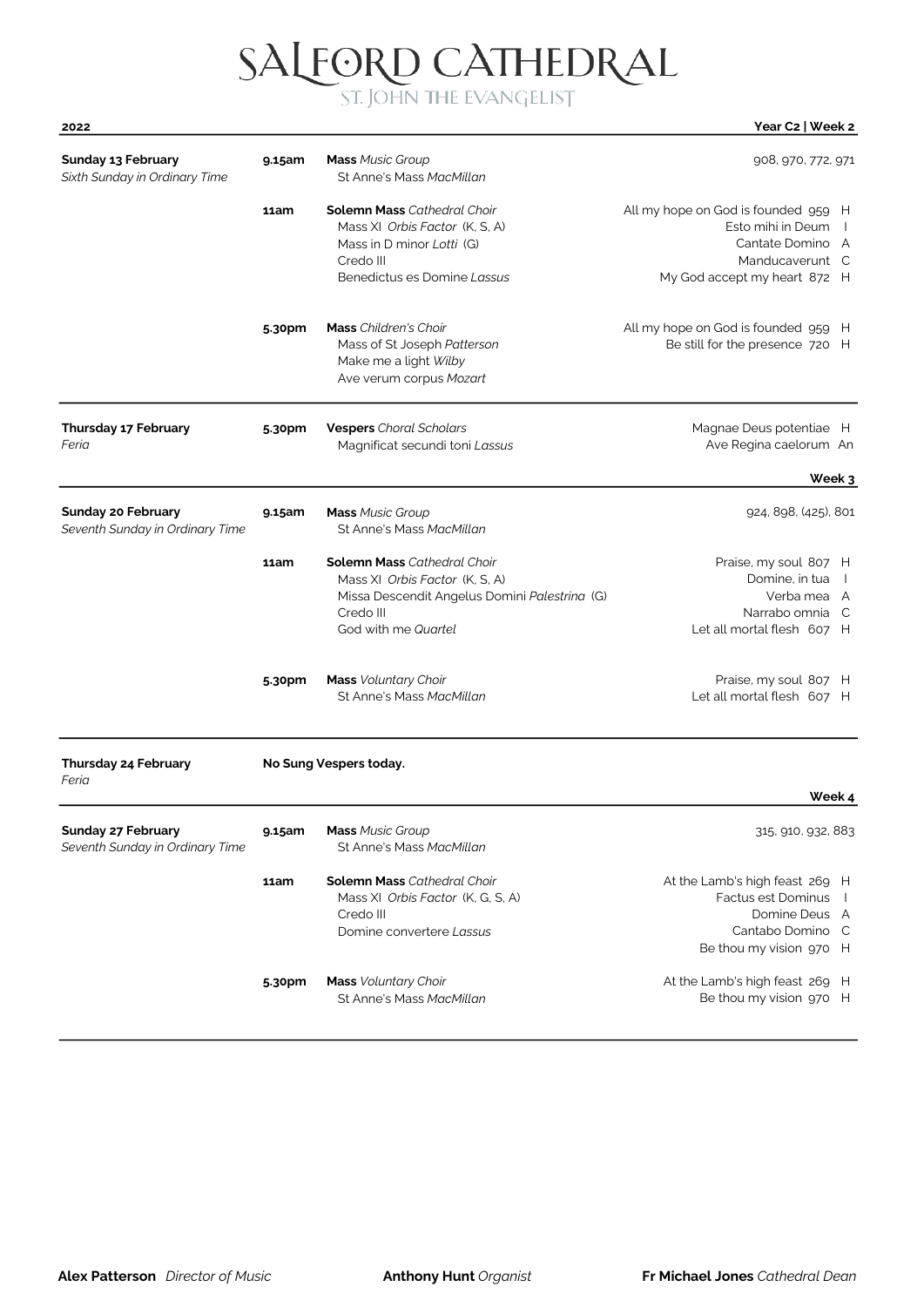# SALFORD CATHEDRAL

## ST. JOHN THE EVANGELIST

**2022** **Year C2 | Week 2**

| | | | |
|---|---|---|---|
| **Sunday 13 February**<br>*Sixth Sunday in Ordinary Time* | **9.15am** | **Mass** *Music Group*<br>St Anne's Mass *MacMillan* | 908, 970, 772, 971 |
| | **11am** | **Solemn Mass** *Cathedral Choir*<br>Mass XI *Orbis Factor* (K, S, A)<br>Mass in D minor *Lotti* (G)<br>Credo III<br>Benedictus es Domine *Lassus* | All my hope on God is founded 959 H<br>Esto mihi in Deum I<br>Cantate Domino A<br>Manducaverunt C<br>My God accept my heart 872 H |
| | **5.30pm** | **Mass** *Children's Choir*<br>Mass of St Joseph *Patterson*<br>Make me a light *Wilby*<br>Ave verum corpus *Mozart* | All my hope on God is founded 959 H<br>Be still for the presence 720 H |
| **Thursday 17 February**<br>*Feria* | **5.30pm** | **Vespers** *Choral Scholars*<br>Magnificat secundi toni *Lassus* | Magnae Deus potentiae H<br>Ave Regina caelorum An |

**Week 3**

| | | | |
|---|---|---|---|
| **Sunday 20 February**<br>*Seventh Sunday in Ordinary Time* | **9.15am** | **Mass** *Music Group*<br>St Anne's Mass *MacMillan* | 924, 898, (425), 801 |
| | **11am** | **Solemn Mass** *Cathedral Choir*<br>Mass XI *Orbis Factor* (K, S, A)<br>Missa Descendit Angelus Domini *Palestrina* (G)<br>Credo III<br>God with me *Quartel* | Praise, my soul 807 H<br>Domine, in tua I<br>Verba mea A<br>Narrabo omnia C<br>Let all mortal flesh 607 H |
| | **5.30pm** | **Mass** *Voluntary Choir*<br>St Anne's Mass *MacMillan* | Praise, my soul 807 H<br>Let all mortal flesh 607 H |
| **Thursday 24 February**<br>*Feria* | **No Sung Vespers today.** | | |

**Week 4**

| | | | |
|---|---|---|---|
| **Sunday 27 February**<br>*Seventh Sunday in Ordinary Time* | **9.15am** | **Mass** *Music Group*<br>St Anne's Mass *MacMillan* | 315, 910, 932, 883 |
| | **11am** | **Solemn Mass** *Cathedral Choir*<br>Mass XI *Orbis Factor* (K, G, S, A)<br>Credo III<br>Domine convertere *Lassus* | At the Lamb's high feast 269 H<br>Factus est Dominus I<br>Domine Deus A<br>Cantabo Domino C<br>Be thou my vision 970 H |
| | **5.30pm** | **Mass** *Voluntary Choir*<br>St Anne's Mass *MacMillan* | At the Lamb's high feast 269 H<br>Be thou my vision 970 H |

**Alex Patterson** *Director of Music* **Anthony Hunt** *Organist* **Fr Michael Jones** *Cathedral Dean*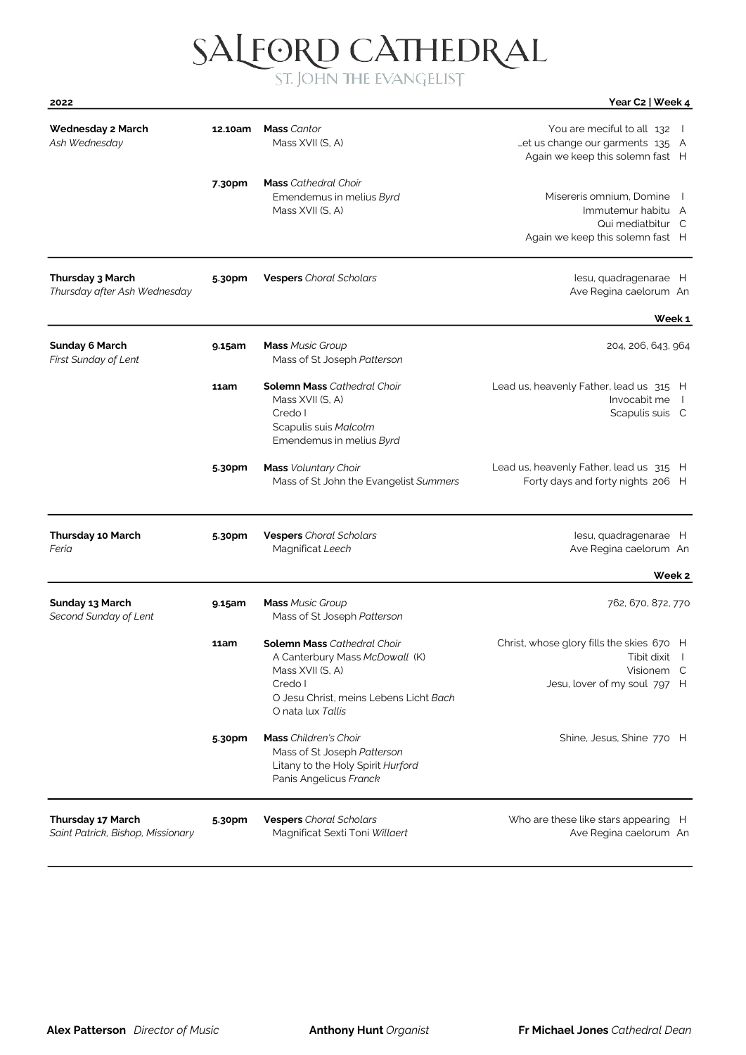# SALFORD CATHEDRAL

## ST. JOHN THE EVANGELIST

**2022** — **Year C2 | Week 4**

| Date | Time | Service | Music |
|---|---|---|---|
| **Wednesday 2 March**<br>*Ash Wednesday* | **12.10am** | **Mass** *Cantor*<br>Mass XVII (S, A) | You are meciful to all 132 I<br>_et us change our garments 135 A<br>Again we keep this solemn fast H |
| | **7.30pm** | **Mass** *Cathedral Choir*<br>Emendemus in melius *Byrd*<br>Mass XVII (S, A) | Misereris omnium, Domine I<br>Immutemur habitu A<br>Qui mediatbitur C<br>Again we keep this solemn fast H |
| **Thursday 3 March**<br>*Thursday after Ash Wednesday* | **5.30pm** | **Vespers** *Choral Scholars* | Iesu, quadragenarae H<br>Ave Regina caelorum An |

**Week 1**

| Date | Time | Service | Music |
|---|---|---|---|
| **Sunday 6 March**<br>*First Sunday of Lent* | **9.15am** | **Mass** *Music Group*<br>Mass of St Joseph *Patterson* | 204, 206, 643, 964 |
| | **11am** | **Solemn Mass** *Cathedral Choir*<br>Mass XVII (S, A)<br>Credo I<br>Scapulis suis *Malcolm*<br>Emendemus in melius *Byrd* | Lead us, heavenly Father, lead us 315 H<br>Invocabit me I<br>Scapulis suis C |
| | **5.30pm** | **Mass** *Voluntary Choir*<br>Mass of St John the Evangelist *Summers* | Lead us, heavenly Father, lead us 315 H<br>Forty days and forty nights 206 H |
| **Thursday 10 March**<br>*Feria* | **5.30pm** | **Vespers** *Choral Scholars*<br>Magnificat *Leech* | Iesu, quadragenarae H<br>Ave Regina caelorum An |

**Week 2**

| Date | Time | Service | Music |
|---|---|---|---|
| **Sunday 13 March**<br>*Second Sunday of Lent* | **9.15am** | **Mass** *Music Group*<br>Mass of St Joseph *Patterson* | 762, 670, 872, 770 |
| | **11am** | **Solemn Mass** *Cathedral Choir*<br>A Canterbury Mass *McDowall* (K)<br>Mass XVII (S, A)<br>Credo I<br>O Jesu Christ, meins Lebens Licht *Bach*<br>O nata lux *Tallis* | Christ, whose glory fills the skies 670 H<br>Tibit dixit I<br>Visionem C<br>Jesu, lover of my soul 797 H |
| | **5.30pm** | **Mass** *Children's Choir*<br>Mass of St Joseph *Patterson*<br>Litany to the Holy Spirit *Hurford*<br>Panis Angelicus *Franck* | Shine, Jesus, Shine 770 H |
| **Thursday 17 March**<br>*Saint Patrick, Bishop, Missionary* | **5.30pm** | **Vespers** *Choral Scholars*<br>Magnificat Sexti Toni *Willaert* | Who are these like stars appearing H<br>Ave Regina caelorum An |

**Alex Patterson** *Director of Music* **Anthony Hunt** *Organist* **Fr Michael Jones** *Cathedral Dean*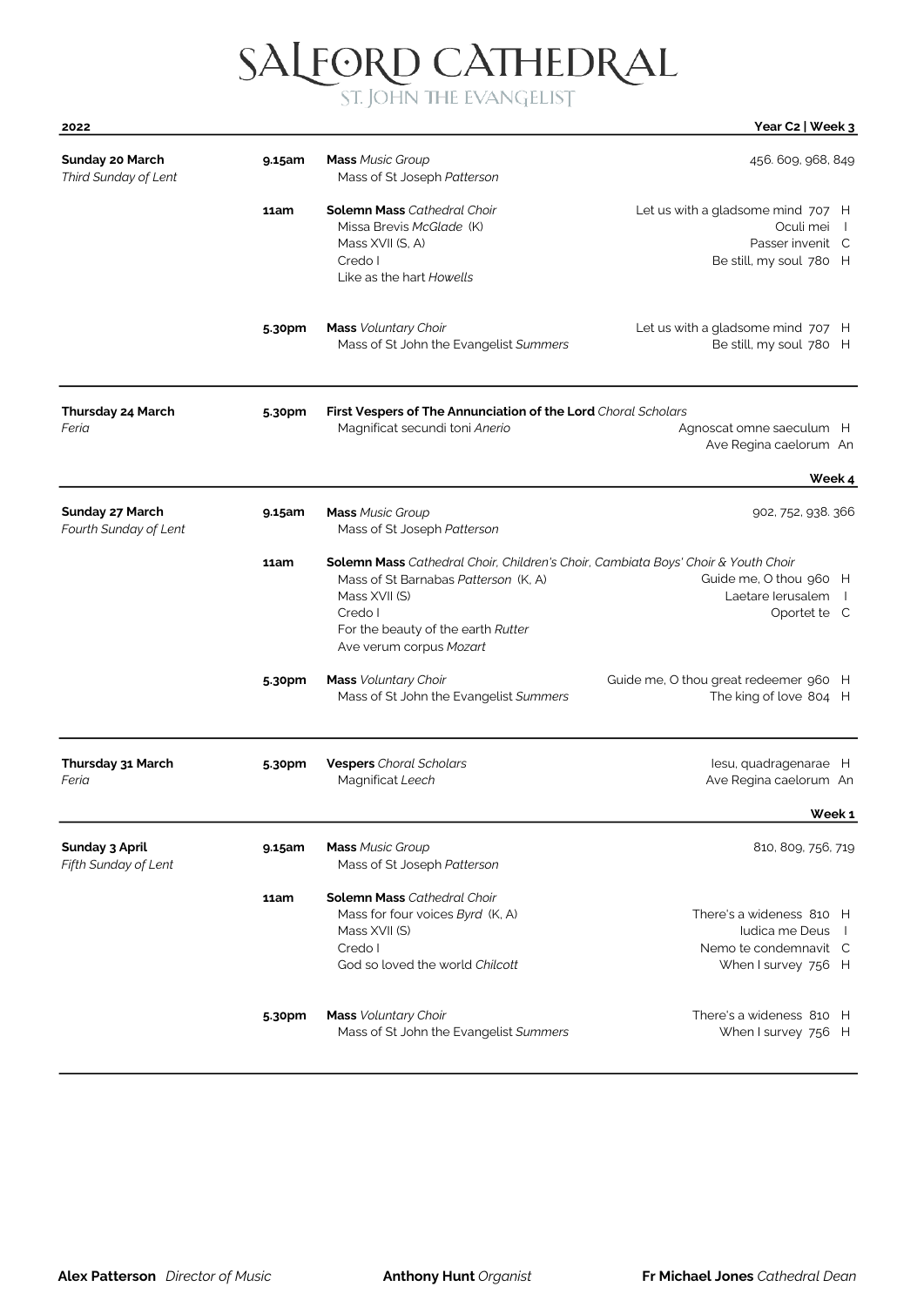# SALFORD CATHEDRAL

## ST. JOHN THE EVANGELIST

**2022** — **Year C2 | Week 3**

| Date | Time | Service | Music |
|---|---|---|---|
| **Sunday 20 March**<br>*Third Sunday of Lent* | **9.15am** | **Mass** *Music Group*<br>Mass of St Joseph *Patterson* | 456. 609, 968, 849 |
| | **11am** | **Solemn Mass** *Cathedral Choir*<br>Missa Brevis *McGlade* (K)<br>Mass XVII (S, A)<br>Credo I<br>Like as the hart *Howells* | Let us with a gladsome mind 707 H<br>Oculi mei I<br>Passer invenit C<br>Be still, my soul 780 H |
| | **5.30pm** | **Mass** *Voluntary Choir*<br>Mass of St John the Evangelist *Summers* | Let us with a gladsome mind 707 H<br>Be still, my soul 780 H |
| **Thursday 24 March**<br>*Feria* | **5.30pm** | **First Vespers of The Annunciation of the Lord** *Choral Scholars*<br>Magnificat secundi toni *Anerio* | Agnoscat omne saeculum H<br>Ave Regina caelorum An |

**Week 4**

| Date | Time | Service | Music |
|---|---|---|---|
| **Sunday 27 March**<br>*Fourth Sunday of Lent* | **9.15am** | **Mass** *Music Group*<br>Mass of St Joseph *Patterson* | 902, 752, 938. 366 |
| | **11am** | **Solemn Mass** *Cathedral Choir, Children's Choir, Cambiata Boys' Choir & Youth Choir*<br>Mass of St Barnabas *Patterson* (K, A)<br>Mass XVII (S)<br>Credo I<br>For the beauty of the earth *Rutter*<br>Ave verum corpus *Mozart* | Guide me, O thou 960 H<br>Laetare Ierusalem I<br>Oportet te C |
| | **5.30pm** | **Mass** *Voluntary Choir*<br>Mass of St John the Evangelist *Summers* | Guide me, O thou great redeemer 960 H<br>The king of love 804 H |
| **Thursday 31 March**<br>*Feria* | **5.30pm** | **Vespers** *Choral Scholars*<br>Magnificat *Leech* | Iesu, quadragenarae H<br>Ave Regina caelorum An |

**Week 1**

| Date | Time | Service | Music |
|---|---|---|---|
| **Sunday 3 April**<br>*Fifth Sunday of Lent* | **9.15am** | **Mass** *Music Group*<br>Mass of St Joseph *Patterson* | 810, 809, 756, 719 |
| | **11am** | **Solemn Mass** *Cathedral Choir*<br>Mass for four voices *Byrd* (K, A)<br>Mass XVII (S)<br>Credo I<br>God so loved the world *Chilcott* | There's a wideness 810 H<br>Iudica me Deus I<br>Nemo te condemnavit C<br>When I survey 756 H |
| | **5.30pm** | **Mass** *Voluntary Choir*<br>Mass of St John the Evangelist *Summers* | There's a wideness 810 H<br>When I survey 756 H |

**Alex Patterson** *Director of Music* — **Anthony Hunt** *Organist* — **Fr Michael Jones** *Cathedral Dean*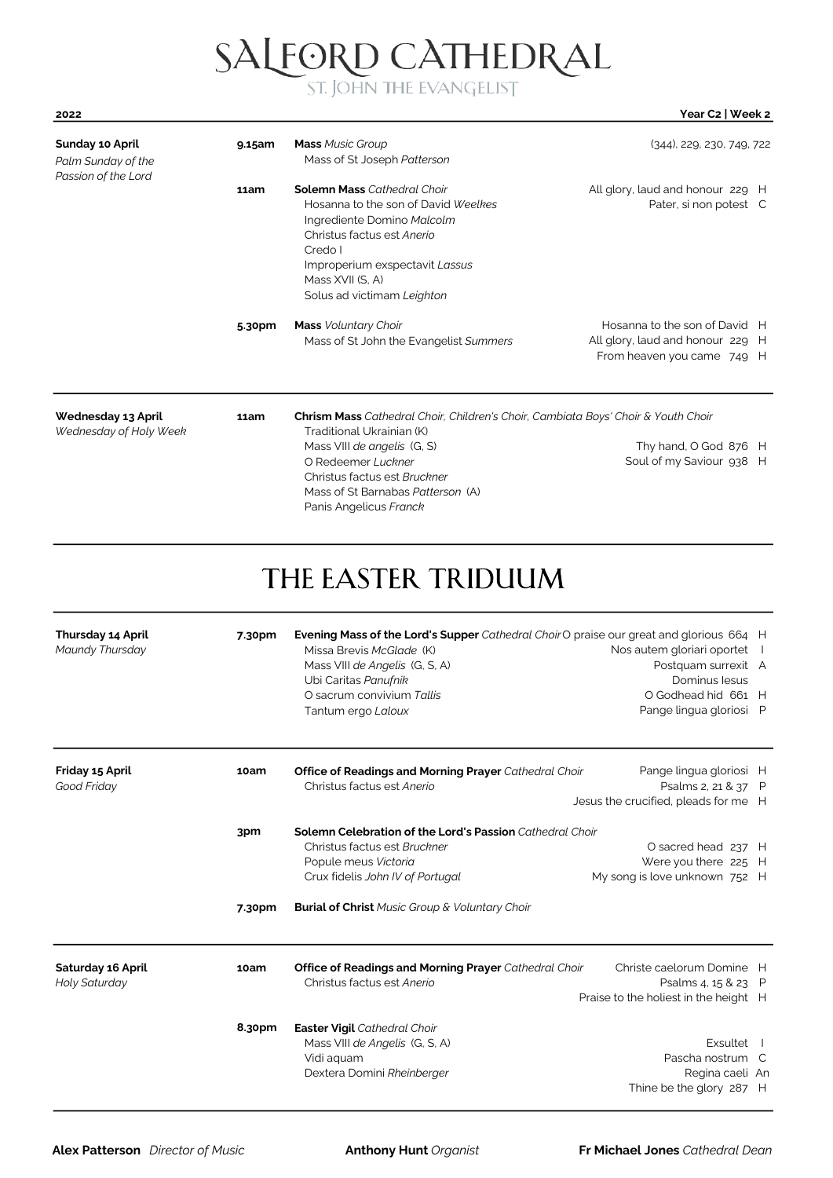# SALFORD CATHEDRAL

## ST. JOHN THE EVANGELIST

**2022** | **Year C2 | Week 2**

---

**Sunday 10 April**
*Palm Sunday of the Passion of the Lord*

**9.15am** — **Mass** *Music Group*
Mass of St Joseph *Patterson*
(344), 229, 230, 749, 722

**11am** — **Solemn Mass** *Cathedral Choir*
Hosanna to the son of David *Weelkes*
Ingrediente Domino *Malcolm*
Christus factus est *Anerio*
Credo I
Improperium exspectavit *Lassus*
Mass XVII (S, A)
Solus ad victimam *Leighton*

All glory, laud and honour 229 H
Pater, si non potest C

**5.30pm** — **Mass** *Voluntary Choir*
Mass of St John the Evangelist *Summers*

Hosanna to the son of David H
All glory, laud and honour 229 H
From heaven you came 749 H

---

**Wednesday 13 April**
*Wednesday of Holy Week*

**11am** — **Chrism Mass** *Cathedral Choir, Children's Choir, Cambiata Boys' Choir & Youth Choir*
Traditional Ukrainian (K)
Mass VIII *de angelis* (G, S)
O Redeemer *Luckner*
Christus factus est *Bruckner*
Mass of St Barnabas *Patterson* (A)
Panis Angelicus *Franck*

Thy hand, O God 876 H
Soul of my Saviour 938 H

---

# THE EASTER TRIDUUM

---

**Thursday 14 April**
*Maundy Thursday*

**7.30pm** — **Evening Mass of the Lord's Supper** *Cathedral Choir*
Missa Brevis *McGlade* (K)
Mass VIII *de Angelis* (G, S, A)
Ubi Caritas *Panufnik*
O sacrum convivium *Tallis*
Tantum ergo *Laloux*

O praise our great and glorious 664 H
Nos autem gloriari oportet I
Postquam surrexit A
Dominus Iesus
O Godhead hid 661 H
Pange lingua gloriosi P

---

**Friday 15 April**
*Good Friday*

**10am** — **Office of Readings and Morning Prayer** *Cathedral Choir*
Christus factus est *Anerio*

Pange lingua gloriosi H
Psalms 2, 21 & 37 P
Jesus the crucified, pleads for me H

**3pm** — **Solemn Celebration of the Lord's Passion** *Cathedral Choir*
Christus factus est *Bruckner*
Popule meus *Victoria*
Crux fidelis *John IV of Portugal*

O sacred head 237 H
Were you there 225 H
My song is love unknown 752 H

**7.30pm** — **Burial of Christ** *Music Group & Voluntary Choir*

---

**Saturday 16 April**
*Holy Saturday*

**10am** — **Office of Readings and Morning Prayer** *Cathedral Choir*
Christus factus est *Anerio*

Christe caelorum Domine H
Psalms 4, 15 & 23 P
Praise to the holiest in the height H

**8.30pm** — **Easter Vigil** *Cathedral Choir*
Mass VIII *de Angelis* (G, S, A)
Vidi aquam
Dextera Domini *Rheinberger*

Exsultet I
Pascha nostrum C
Regina caeli An
Thine be the glory 287 H

---

**Alex Patterson** *Director of Music* | **Anthony Hunt** *Organist* | **Fr Michael Jones** *Cathedral Dean*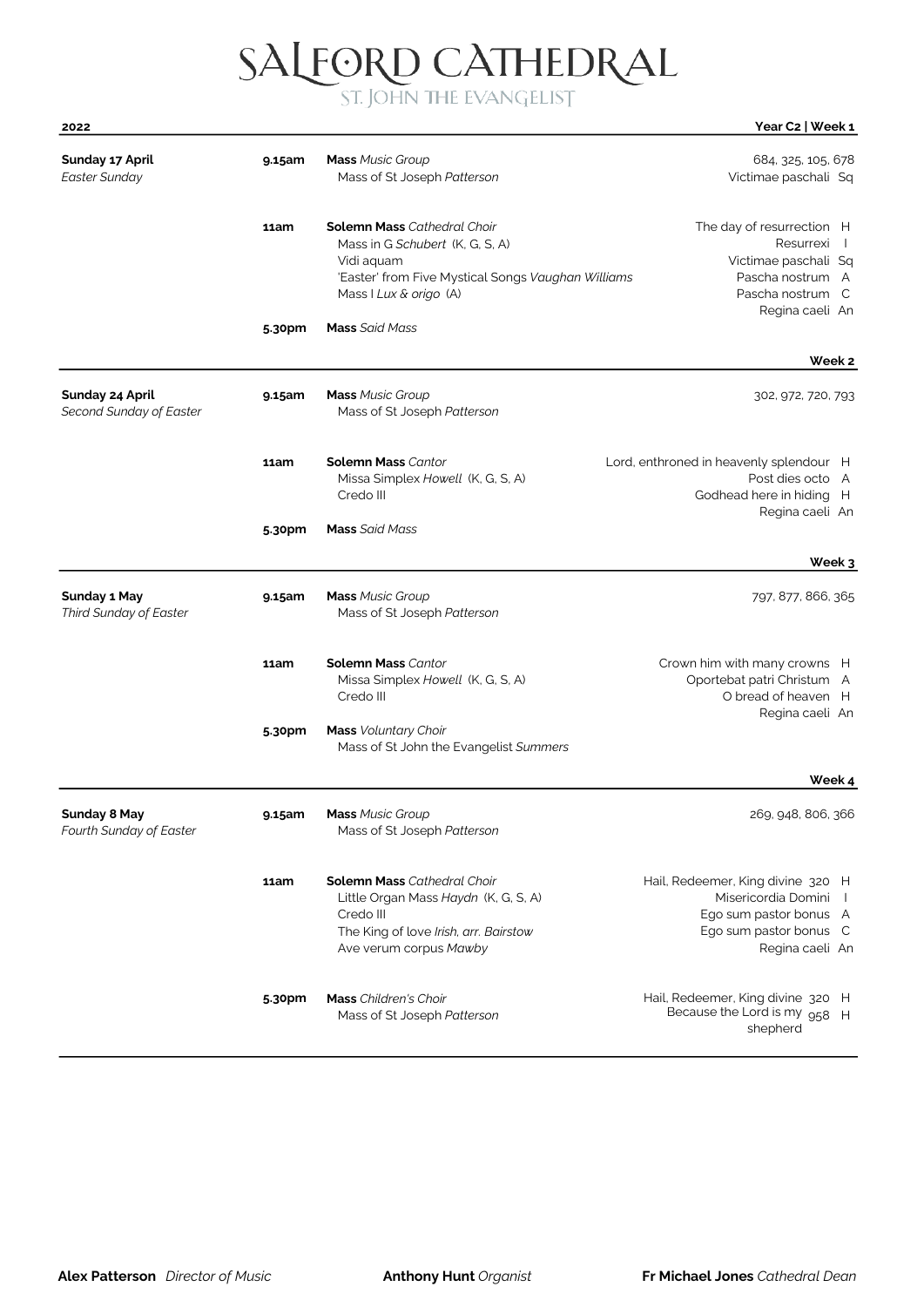# SALFORD CATHEDRAL

## ST. JOHN THE EVANGELIST

**2022** — **Year C2 | Week 1**

| | | | |
|---|---|---|---|
| **Sunday 17 April**<br>*Easter Sunday* | **9.15am** | **Mass** *Music Group*<br>Mass of St Joseph *Patterson* | 684, 325, 105, 678<br>Victimae paschali Sq |
| | **11am** | **Solemn Mass** *Cathedral Choir*<br>Mass in G *Schubert* (K, G, S, A)<br>Vidi aquam<br>'Easter' from Five Mystical Songs *Vaughan Williams*<br>Mass I *Lux & origo* (A) | The day of resurrection H<br>Resurrexi I<br>Victimae paschali Sq<br>Pascha nostrum A<br>Pascha nostrum C<br>Regina caeli An |
| | **5.30pm** | **Mass** *Said Mass* | |

**Week 2**

| | | | |
|---|---|---|---|
| **Sunday 24 April**<br>*Second Sunday of Easter* | **9.15am** | **Mass** *Music Group*<br>Mass of St Joseph *Patterson* | 302, 972, 720, 793 |
| | **11am** | **Solemn Mass** *Cantor*<br>Missa Simplex *Howell* (K, G, S, A)<br>Credo III | Lord, enthroned in heavenly splendour H<br>Post dies octo A<br>Godhead here in hiding H<br>Regina caeli An |
| | **5.30pm** | **Mass** *Said Mass* | |

**Week 3**

| | | | |
|---|---|---|---|
| **Sunday 1 May**<br>*Third Sunday of Easter* | **9.15am** | **Mass** *Music Group*<br>Mass of St Joseph *Patterson* | 797, 877, 866, 365 |
| | **11am** | **Solemn Mass** *Cantor*<br>Missa Simplex *Howell* (K, G, S, A)<br>Credo III | Crown him with many crowns H<br>Oportebat patri Christum A<br>O bread of heaven H<br>Regina caeli An |
| | **5.30pm** | **Mass** *Voluntary Choir*<br>Mass of St John the Evangelist *Summers* | |

**Week 4**

| | | | |
|---|---|---|---|
| **Sunday 8 May**<br>*Fourth Sunday of Easter* | **9.15am** | **Mass** *Music Group*<br>Mass of St Joseph *Patterson* | 269, 948, 806, 366 |
| | **11am** | **Solemn Mass** *Cathedral Choir*<br>Little Organ Mass *Haydn* (K, G, S, A)<br>Credo III<br>The King of love *Irish, arr. Bairstow*<br>Ave verum corpus *Mawby* | Hail, Redeemer, King divine 320 H<br>Misericordia Domini I<br>Ego sum pastor bonus A<br>Ego sum pastor bonus C<br>Regina caeli An |
| | **5.30pm** | **Mass** *Children's Choir*<br>Mass of St Joseph *Patterson* | Hail, Redeemer, King divine 320 H<br>Because the Lord is my shepherd 958 H |

**Alex Patterson** *Director of Music* — **Anthony Hunt** *Organist* — **Fr Michael Jones** *Cathedral Dean*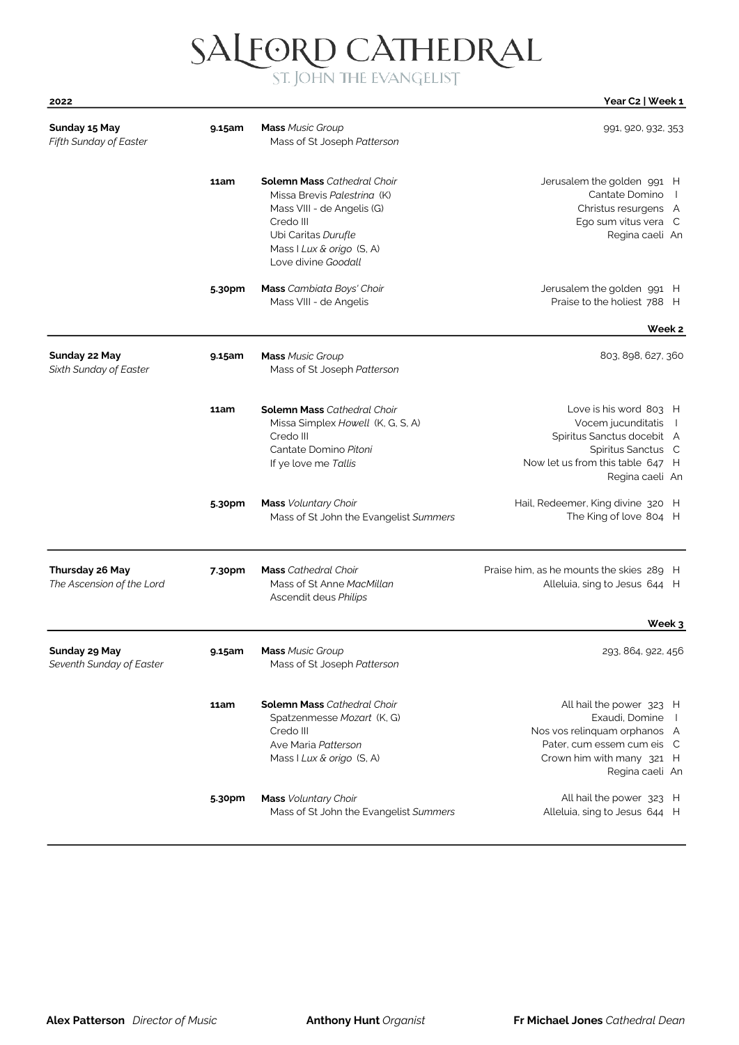# SALFORD CATHEDRAL

## ST. JOHN THE EVANGELIST

**2022** — **Year C2 | Week 1**

| Day | Time | Service | Music |
|---|---|---|---|
| **Sunday 15 May**<br>*Fifth Sunday of Easter* | **9.15am** | **Mass** *Music Group*<br>Mass of St Joseph *Patterson* | 991, 920, 932, 353 |
| | **11am** | **Solemn Mass** *Cathedral Choir*<br>Missa Brevis *Palestrina* (K)<br>Mass VIII - de Angelis (G)<br>Credo III<br>Ubi Caritas *Durufle*<br>Mass I *Lux & origo* (S, A)<br>Love divine *Goodall* | Jerusalem the golden 991 H<br>Cantate Domino I<br>Christus resurgens A<br>Ego sum vitus vera C<br>Regina caeli An |
| | **5.30pm** | **Mass** *Cambiata Boys' Choir*<br>Mass VIII - de Angelis | Jerusalem the golden 991 H<br>Praise to the holiest 788 H |

**Week 2**

| Day | Time | Service | Music |
|---|---|---|---|
| **Sunday 22 May**<br>*Sixth Sunday of Easter* | **9.15am** | **Mass** *Music Group*<br>Mass of St Joseph *Patterson* | 803, 898, 627, 360 |
| | **11am** | **Solemn Mass** *Cathedral Choir*<br>Missa Simplex *Howell* (K, G, S, A)<br>Credo III<br>Cantate Domino *Pitoni*<br>If ye love me *Tallis* | Love is his word 803 H<br>Vocem jucunditatis I<br>Spiritus Sanctus docebit A<br>Spiritus Sanctus C<br>Now let us from this table 647 H<br>Regina caeli An |
| | **5.30pm** | **Mass** *Voluntary Choir*<br>Mass of St John the Evangelist *Summers* | Hail, Redeemer, King divine 320 H<br>The King of love 804 H |
| **Thursday 26 May**<br>*The Ascension of the Lord* | **7.30pm** | **Mass** *Cathedral Choir*<br>Mass of St Anne *MacMillan*<br>Ascendit deus *Philips* | Praise him, as he mounts the skies 289 H<br>Alleluia, sing to Jesus 644 H |

**Week 3**

| Day | Time | Service | Music |
|---|---|---|---|
| **Sunday 29 May**<br>*Seventh Sunday of Easter* | **9.15am** | **Mass** *Music Group*<br>Mass of St Joseph *Patterson* | 293, 864, 922, 456 |
| | **11am** | **Solemn Mass** *Cathedral Choir*<br>Spatzenmesse *Mozart* (K, G)<br>Credo III<br>Ave Maria *Patterson*<br>Mass I *Lux & origo* (S, A) | All hail the power 323 H<br>Exaudi, Domine I<br>Nos vos relinquam orphanos A<br>Pater, cum essem cum eis C<br>Crown him with many 321 H<br>Regina caeli An |
| | **5.30pm** | **Mass** *Voluntary Choir*<br>Mass of St John the Evangelist *Summers* | All hail the power 323 H<br>Alleluia, sing to Jesus 644 H |

**Alex Patterson** *Director of Music* **Anthony Hunt** *Organist* **Fr Michael Jones** *Cathedral Dean*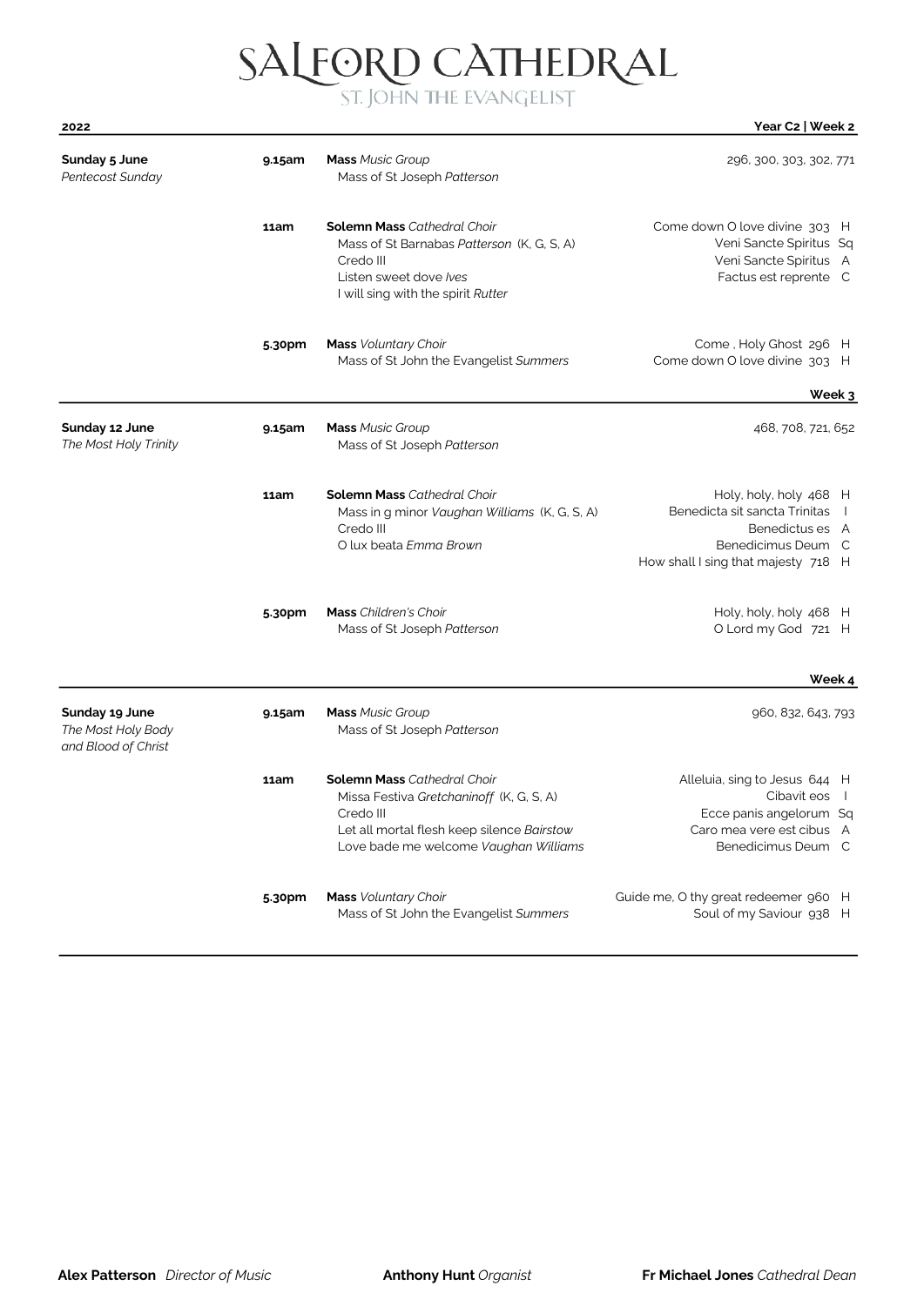# SALFORD CATHEDRAL

## ST. JOHN THE EVANGELIST

**2022** **Year C2 | Week 2**

| | | | |
|---|---|---|---|
| **Sunday 5 June** *Pentecost Sunday* | **9.15am** | **Mass** *Music Group* Mass of St Joseph *Patterson* | 296, 300, 303, 302, 771 |
| | **11am** | **Solemn Mass** *Cathedral Choir* Mass of St Barnabas *Patterson* (K, G, S, A) Credo III Listen sweet dove *Ives* I will sing with the spirit *Rutter* | Come down O love divine 303 H Veni Sancte Spiritus Sq Veni Sancte Spiritus A Factus est reprente C |
| | **5.30pm** | **Mass** *Voluntary Choir* Mass of St John the Evangelist *Summers* | Come , Holy Ghost 296 H Come down O love divine 303 H |

**Week 3**

| | | | |
|---|---|---|---|
| **Sunday 12 June** *The Most Holy Trinity* | **9.15am** | **Mass** *Music Group* Mass of St Joseph *Patterson* | 468, 708, 721, 652 |
| | **11am** | **Solemn Mass** *Cathedral Choir* Mass in g minor *Vaughan Williams* (K, G, S, A) Credo III O lux beata *Emma Brown* | Holy, holy, holy 468 H Benedicta sit sancta Trinitas I Benedictus es A Benedicimus Deum C How shall I sing that majesty 718 H |
| | **5.30pm** | **Mass** *Children's Choir* Mass of St Joseph *Patterson* | Holy, holy, holy 468 H O Lord my God 721 H |

**Week 4**

| | | | |
|---|---|---|---|
| **Sunday 19 June** *The Most Holy Body and Blood of Christ* | **9.15am** | **Mass** *Music Group* Mass of St Joseph *Patterson* | 960, 832, 643, 793 |
| | **11am** | **Solemn Mass** *Cathedral Choir* Missa Festiva *Gretchaninoff* (K, G, S, A) Credo III Let all mortal flesh keep silence *Bairstow* Love bade me welcome *Vaughan Williams* | Alleluia, sing to Jesus 644 H Cibavit eos I Ecce panis angelorum Sq Caro mea vere est cibus A Benedicimus Deum C |
| | **5.30pm** | **Mass** *Voluntary Choir* Mass of St John the Evangelist *Summers* | Guide me, O thy great redeemer 960 H Soul of my Saviour 938 H |

**Alex Patterson** *Director of Music* **Anthony Hunt** *Organist* **Fr Michael Jones** *Cathedral Dean*